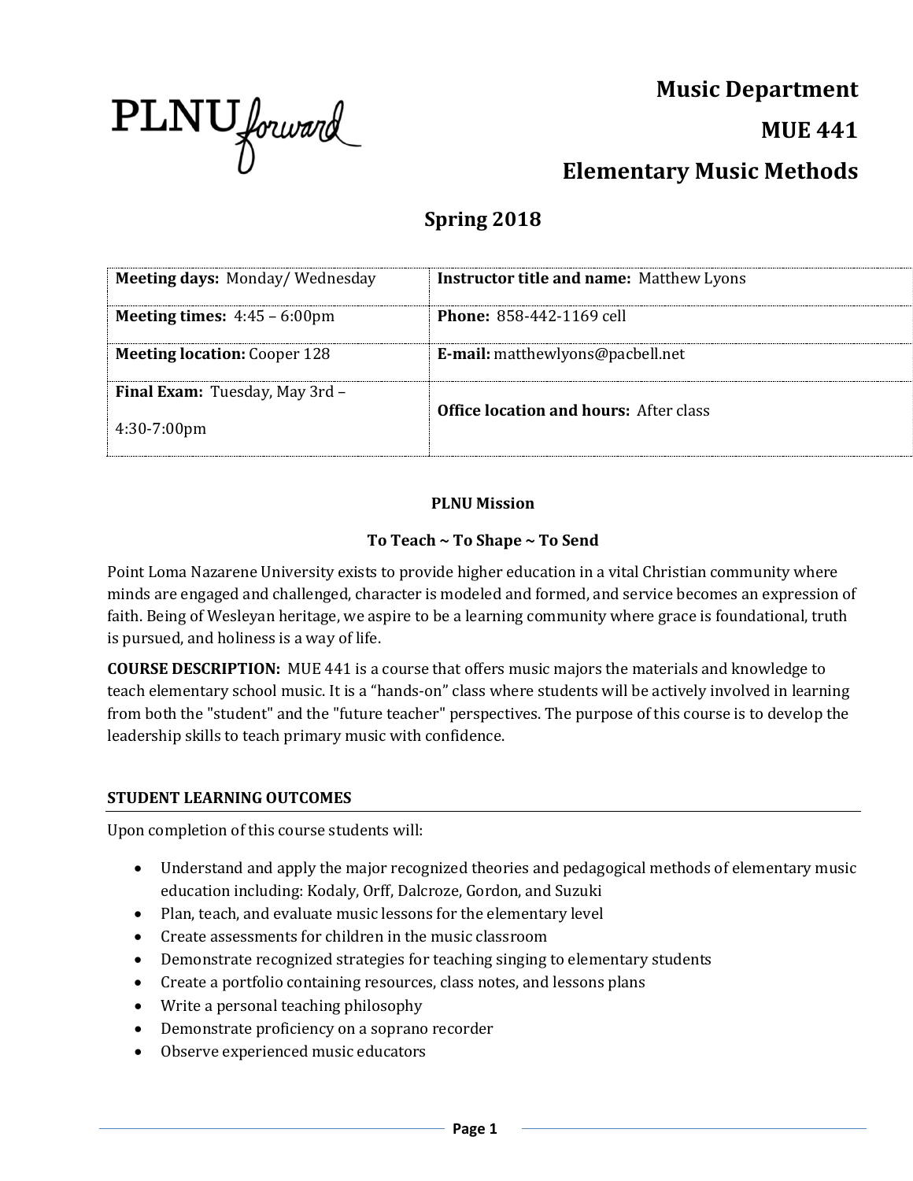PLNU forward

# Music Department

# MUE 441

# Elementary Music Methods

## Spring 2018

| **Meeting days:** Monday/ Wednesday | **Instructor title and name:** Matthew Lyons |
|---|---|
| **Meeting times:** 4:45 – 6:00pm | **Phone:** 858-442-1169 cell |
| **Meeting location:** Cooper 128 | **E-mail:** matthewlyons@pacbell.net |
| **Final Exam:** Tuesday, May 3rd – 4:30-7:00pm | **Office location and hours:** After class |

**PLNU Mission**

**To Teach ~ To Shape ~ To Send**

Point Loma Nazarene University exists to provide higher education in a vital Christian community where minds are engaged and challenged, character is modeled and formed, and service becomes an expression of faith. Being of Wesleyan heritage, we aspire to be a learning community where grace is foundational, truth is pursued, and holiness is a way of life.

**COURSE DESCRIPTION:** MUE 441 is a course that offers music majors the materials and knowledge to teach elementary school music. It is a "hands-on" class where students will be actively involved in learning from both the "student" and the "future teacher" perspectives. The purpose of this course is to develop the leadership skills to teach primary music with confidence.

### STUDENT LEARNING OUTCOMES

Upon completion of this course students will:

- Understand and apply the major recognized theories and pedagogical methods of elementary music education including: Kodaly, Orff, Dalcroze, Gordon, and Suzuki
- Plan, teach, and evaluate music lessons for the elementary level
- Create assessments for children in the music classroom
- Demonstrate recognized strategies for teaching singing to elementary students
- Create a portfolio containing resources, class notes, and lessons plans
- Write a personal teaching philosophy
- Demonstrate proficiency on a soprano recorder
- Observe experienced music educators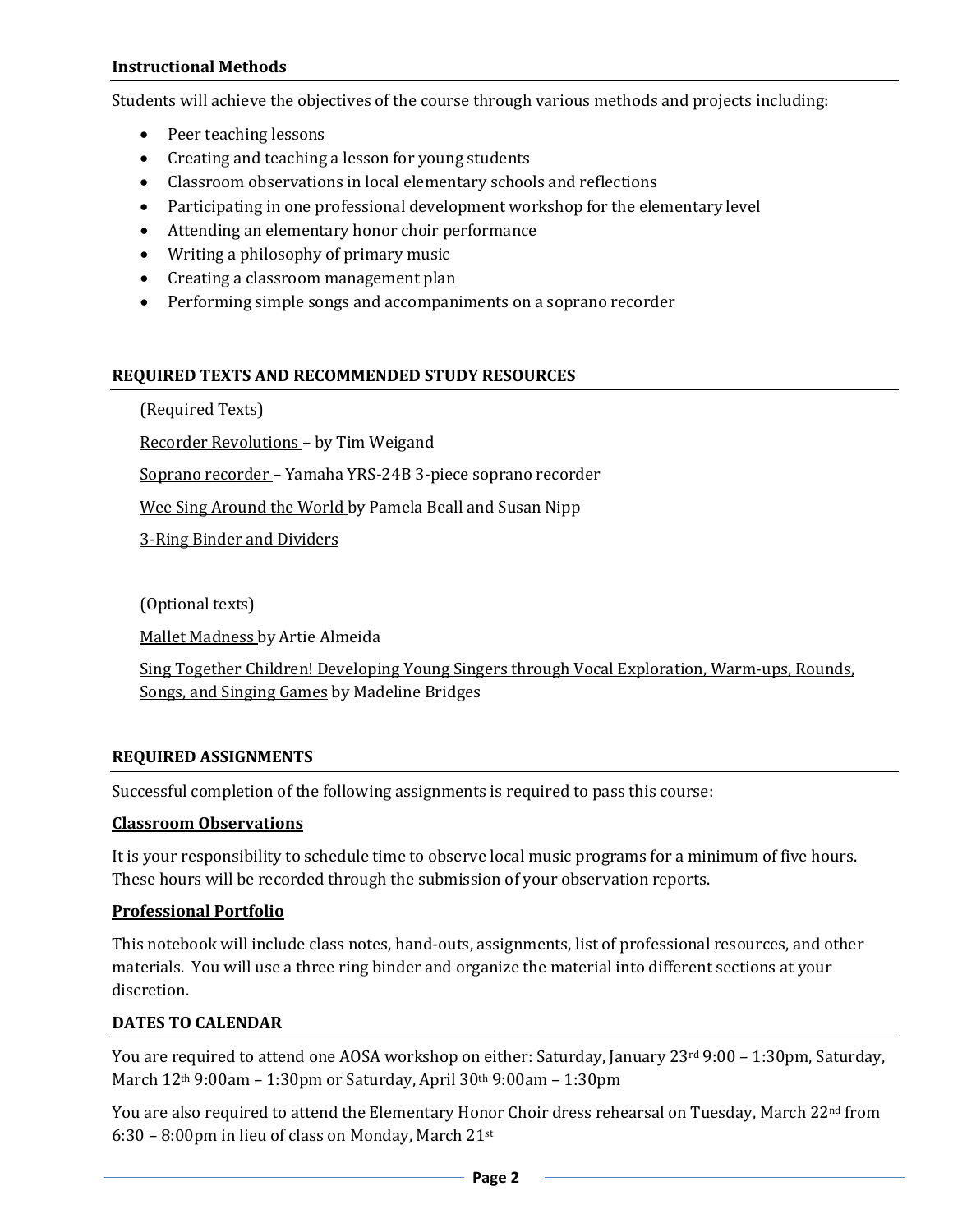## Instructional Methods

Students will achieve the objectives of the course through various methods and projects including:

- Peer teaching lessons
- Creating and teaching a lesson for young students
- Classroom observations in local elementary schools and reflections
- Participating in one professional development workshop for the elementary level
- Attending an elementary honor choir performance
- Writing a philosophy of primary music
- Creating a classroom management plan
- Performing simple songs and accompaniments on a soprano recorder

## REQUIRED TEXTS AND RECOMMENDED STUDY RESOURCES

(Required Texts)

Recorder Revolutions – by Tim Weigand

Soprano recorder – Yamaha YRS-24B 3-piece soprano recorder

Wee Sing Around the World by Pamela Beall and Susan Nipp

3-Ring Binder and Dividers

(Optional texts)

Mallet Madness by Artie Almeida

Sing Together Children! Developing Young Singers through Vocal Exploration, Warm-ups, Rounds, Songs, and Singing Games by Madeline Bridges

## REQUIRED ASSIGNMENTS

Successful completion of the following assignments is required to pass this course:

### Classroom Observations

It is your responsibility to schedule time to observe local music programs for a minimum of five hours. These hours will be recorded through the submission of your observation reports.

### Professional Portfolio

This notebook will include class notes, hand-outs, assignments, list of professional resources, and other materials. You will use a three ring binder and organize the material into different sections at your discretion.

## DATES TO CALENDAR

You are required to attend one AOSA workshop on either: Saturday, January 23rd 9:00 – 1:30pm, Saturday, March 12th 9:00am – 1:30pm or Saturday, April 30th 9:00am – 1:30pm

You are also required to attend the Elementary Honor Choir dress rehearsal on Tuesday, March 22nd from 6:30 – 8:00pm in lieu of class on Monday, March 21st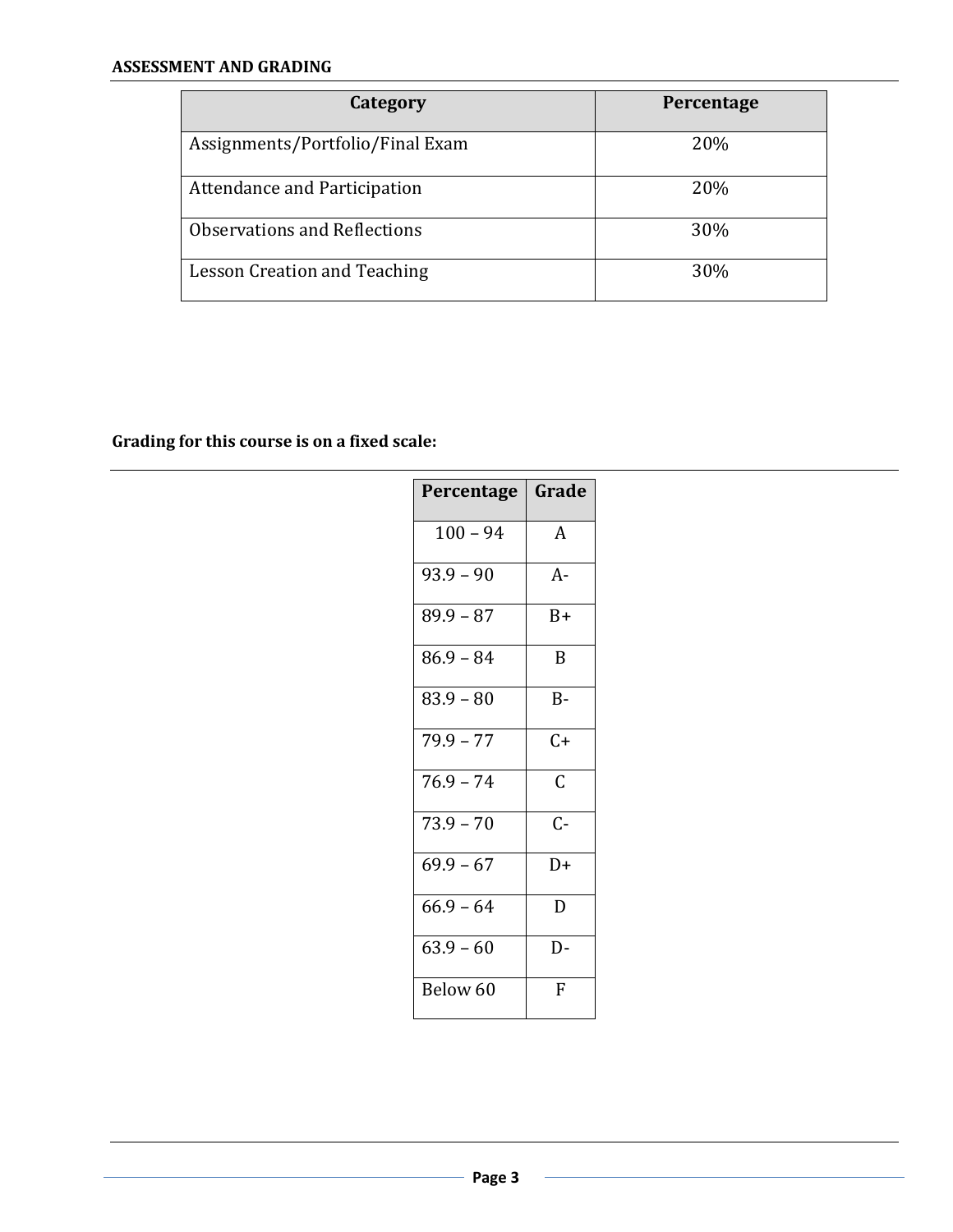**ASSESSMENT AND GRADING**

| Category | Percentage |
|---|---|
| Assignments/Portfolio/Final Exam | 20% |
| Attendance and Participation | 20% |
| Observations and Reflections | 30% |
| Lesson Creation and Teaching | 30% |

**Grading for this course is on a fixed scale:**

| Percentage | Grade |
|---|---|
| 100 – 94 | A |
| 93.9 – 90 | A- |
| 89.9 – 87 | B+ |
| 86.9 – 84 | B |
| 83.9 – 80 | B- |
| 79.9 – 77 | C+ |
| 76.9 – 74 | C |
| 73.9 – 70 | C- |
| 69.9 – 67 | D+ |
| 66.9 – 64 | D |
| 63.9 – 60 | D- |
| Below 60 | F |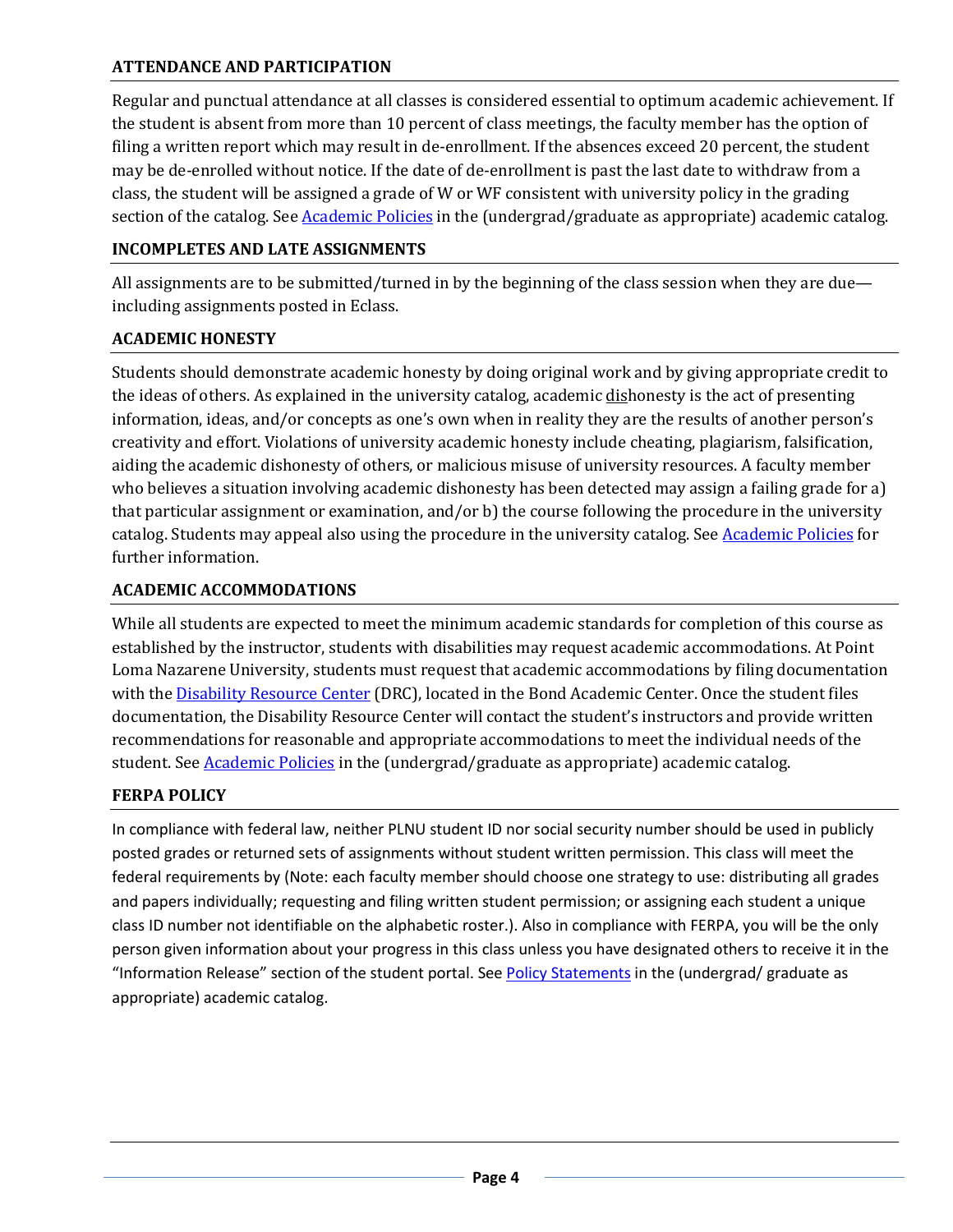## ATTENDANCE AND PARTICIPATION

Regular and punctual attendance at all classes is considered essential to optimum academic achievement. If the student is absent from more than 10 percent of class meetings, the faculty member has the option of filing a written report which may result in de-enrollment. If the absences exceed 20 percent, the student may be de-enrolled without notice. If the date of de-enrollment is past the last date to withdraw from a class, the student will be assigned a grade of W or WF consistent with university policy in the grading section of the catalog. See Academic Policies in the (undergrad/graduate as appropriate) academic catalog.

## INCOMPLETES AND LATE ASSIGNMENTS

All assignments are to be submitted/turned in by the beginning of the class session when they are due—including assignments posted in Eclass.

## ACADEMIC HONESTY

Students should demonstrate academic honesty by doing original work and by giving appropriate credit to the ideas of others. As explained in the university catalog, academic dishonesty is the act of presenting information, ideas, and/or concepts as one's own when in reality they are the results of another person's creativity and effort. Violations of university academic honesty include cheating, plagiarism, falsification, aiding the academic dishonesty of others, or malicious misuse of university resources. A faculty member who believes a situation involving academic dishonesty has been detected may assign a failing grade for a) that particular assignment or examination, and/or b) the course following the procedure in the university catalog. Students may appeal also using the procedure in the university catalog. See Academic Policies for further information.

## ACADEMIC ACCOMMODATIONS

While all students are expected to meet the minimum academic standards for completion of this course as established by the instructor, students with disabilities may request academic accommodations. At Point Loma Nazarene University, students must request that academic accommodations by filing documentation with the Disability Resource Center (DRC), located in the Bond Academic Center. Once the student files documentation, the Disability Resource Center will contact the student's instructors and provide written recommendations for reasonable and appropriate accommodations to meet the individual needs of the student. See Academic Policies in the (undergrad/graduate as appropriate) academic catalog.

## FERPA POLICY

In compliance with federal law, neither PLNU student ID nor social security number should be used in publicly posted grades or returned sets of assignments without student written permission. This class will meet the federal requirements by (Note: each faculty member should choose one strategy to use: distributing all grades and papers individually; requesting and filing written student permission; or assigning each student a unique class ID number not identifiable on the alphabetic roster.). Also in compliance with FERPA, you will be the only person given information about your progress in this class unless you have designated others to receive it in the "Information Release" section of the student portal. See Policy Statements in the (undergrad/ graduate as appropriate) academic catalog.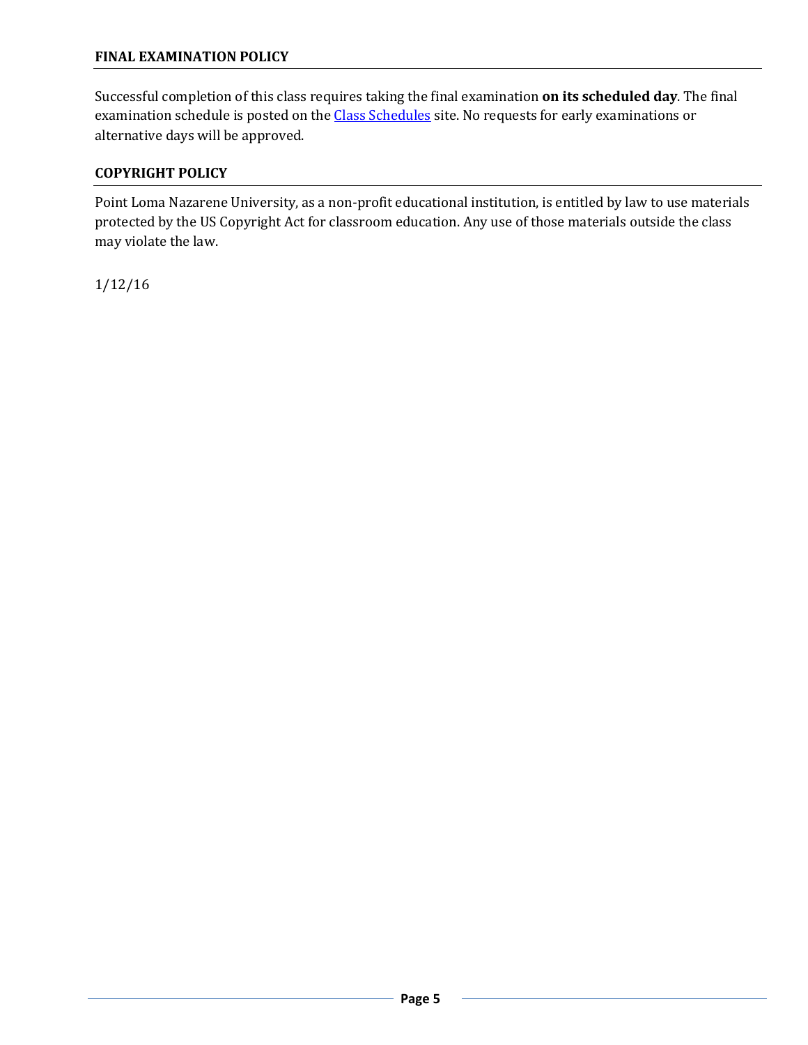## FINAL EXAMINATION POLICY

Successful completion of this class requires taking the final examination **on its scheduled day**. The final examination schedule is posted on the Class Schedules site. No requests for early examinations or alternative days will be approved.

## COPYRIGHT POLICY

Point Loma Nazarene University, as a non-profit educational institution, is entitled by law to use materials protected by the US Copyright Act for classroom education. Any use of those materials outside the class may violate the law.

1/12/16